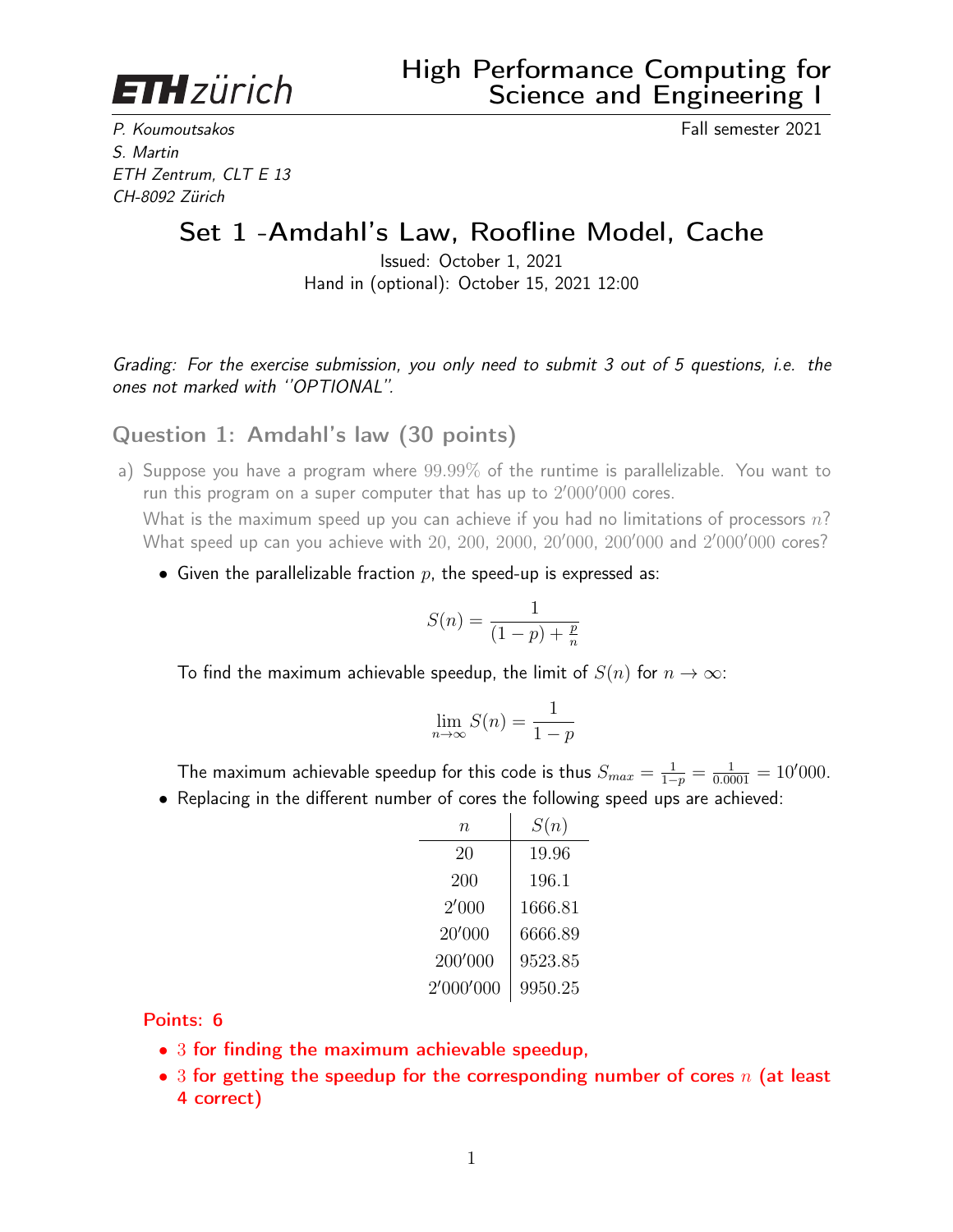ETH zürich

# High Performance Computing for Science and Engineering I

*P. Koumoutsakos*
*S. Martin*
*ETH Zentrum, CLT E 13*
*CH-8092 Zürich*

Fall semester 2021

## Set 1 -Amdahl's Law, Roofline Model, Cache

Issued: October 1, 2021
Hand in (optional): October 15, 2021 12:00

*Grading: For the exercise submission, you only need to submit 3 out of 5 questions, i.e. the ones not marked with "OPTIONAL".*

### Question 1: Amdahl's law (30 points)

a) Suppose you have a program where 99.99% of the runtime is parallelizable. You want to run this program on a super computer that has up to 2'000'000 cores.
What is the maximum speed up you can achieve if you had no limitations of processors $n$? What speed up can you achieve with 20, 200, 2000, 20'000, 200'000 and 2'000'000 cores?

- Given the parallelizable fraction $p$, the speed-up is expressed as:

$$S(n) = \frac{1}{(1-p) + \frac{p}{n}}$$

To find the maximum achievable speedup, the limit of $S(n)$ for $n \to \infty$:

$$\lim_{n \to \infty} S(n) = \frac{1}{1-p}$$

The maximum achievable speedup for this code is thus $S_{max} = \frac{1}{1-p} = \frac{1}{0.0001} = 10'000$.

- Replacing in the different number of cores the following speed ups are achieved:

| $n$ | $S(n)$ |
|---|---|
| 20 | 19.96 |
| 200 | 196.1 |
| 2'000 | 1666.81 |
| 20'000 | 6666.89 |
| 200'000 | 9523.85 |
| 2'000'000 | 9950.25 |

**Points: 6**

- 3 for finding the maximum achievable speedup,
- 3 for getting the speedup for the corresponding number of cores $n$ (at least 4 correct)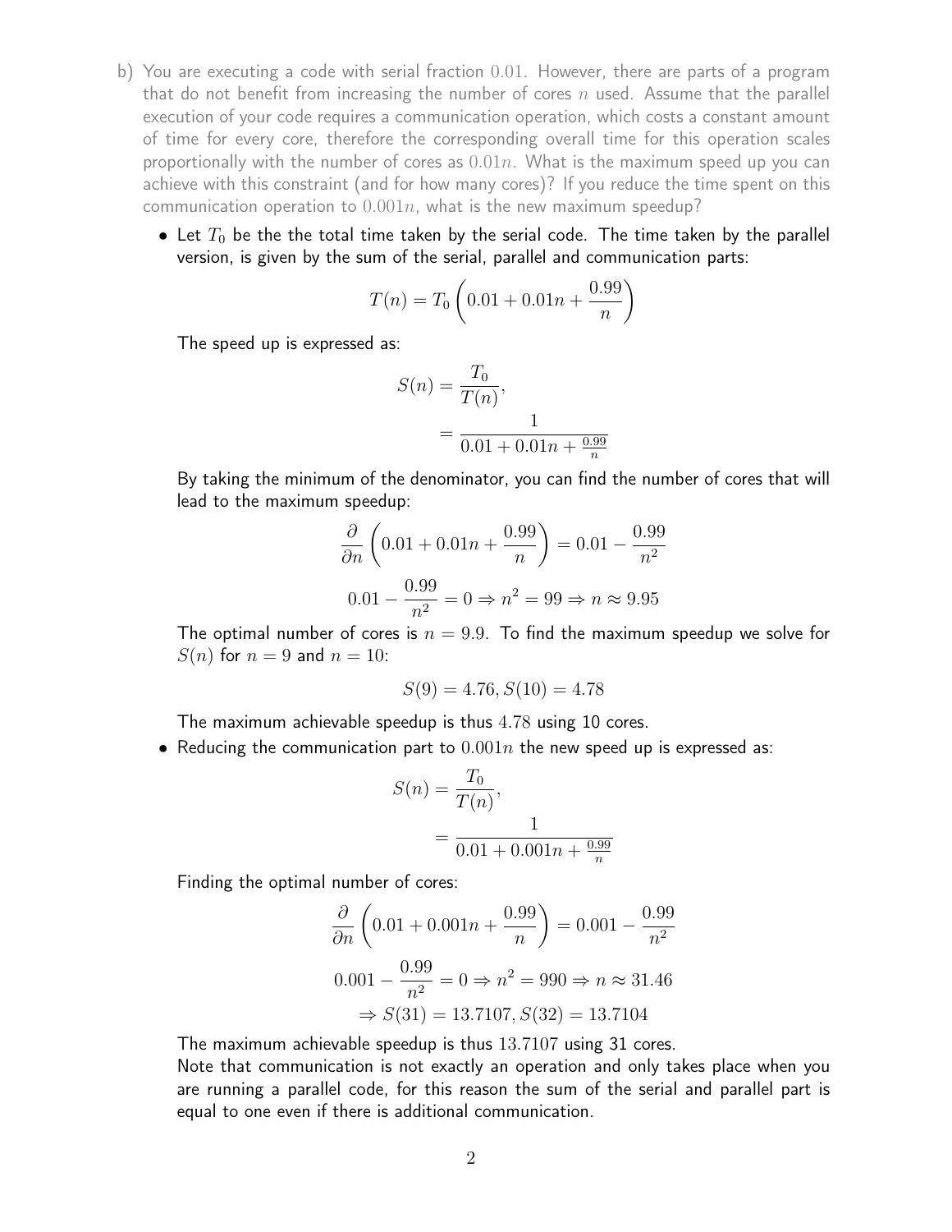b) You are executing a code with serial fraction $0.01$. However, there are parts of a program that do not benefit from increasing the number of cores $n$ used. Assume that the parallel execution of your code requires a communication operation, which costs a constant amount of time for every core, therefore the corresponding overall time for this operation scales proportionally with the number of cores as $0.01n$. What is the maximum speed up you can achieve with this constraint (and for how many cores)? If you reduce the time spent on this communication operation to $0.001n$, what is the new maximum speedup?

- Let $T_0$ be the the total time taken by the serial code. The time taken by the parallel version, is given by the sum of the serial, parallel and communication parts:

$$T(n) = T_0 \left( 0.01 + 0.01n + \frac{0.99}{n} \right)$$

The speed up is expressed as:

$$S(n) = \frac{T_0}{T(n)}, \\ = \frac{1}{0.01 + 0.01n + \frac{0.99}{n}}$$

By taking the minimum of the denominator, you can find the number of cores that will lead to the maximum speedup:

$$\frac{\partial}{\partial n} \left( 0.01 + 0.01n + \frac{0.99}{n} \right) = 0.01 - \frac{0.99}{n^2}$$

$$0.01 - \frac{0.99}{n^2} = 0 \Rightarrow n^2 = 99 \Rightarrow n \approx 9.95$$

The optimal number of cores is $n = 9.9$. To find the maximum speedup we solve for $S(n)$ for $n = 9$ and $n = 10$:

$$S(9) = 4.76, S(10) = 4.78$$

The maximum achievable speedup is thus $4.78$ using 10 cores.

- Reducing the communication part to $0.001n$ the new speed up is expressed as:

$$S(n) = \frac{T_0}{T(n)}, \\ = \frac{1}{0.01 + 0.001n + \frac{0.99}{n}}$$

Finding the optimal number of cores:

$$\frac{\partial}{\partial n} \left( 0.01 + 0.001n + \frac{0.99}{n} \right) = 0.001 - \frac{0.99}{n^2}$$

$$0.001 - \frac{0.99}{n^2} = 0 \Rightarrow n^2 = 990 \Rightarrow n \approx 31.46$$

$$\Rightarrow S(31) = 13.7107, S(32) = 13.7104$$

The maximum achievable speedup is thus $13.7107$ using 31 cores.

Note that communication is not exactly an operation and only takes place when you are running a parallel code, for this reason the sum of the serial and parallel part is equal to one even if there is additional communication.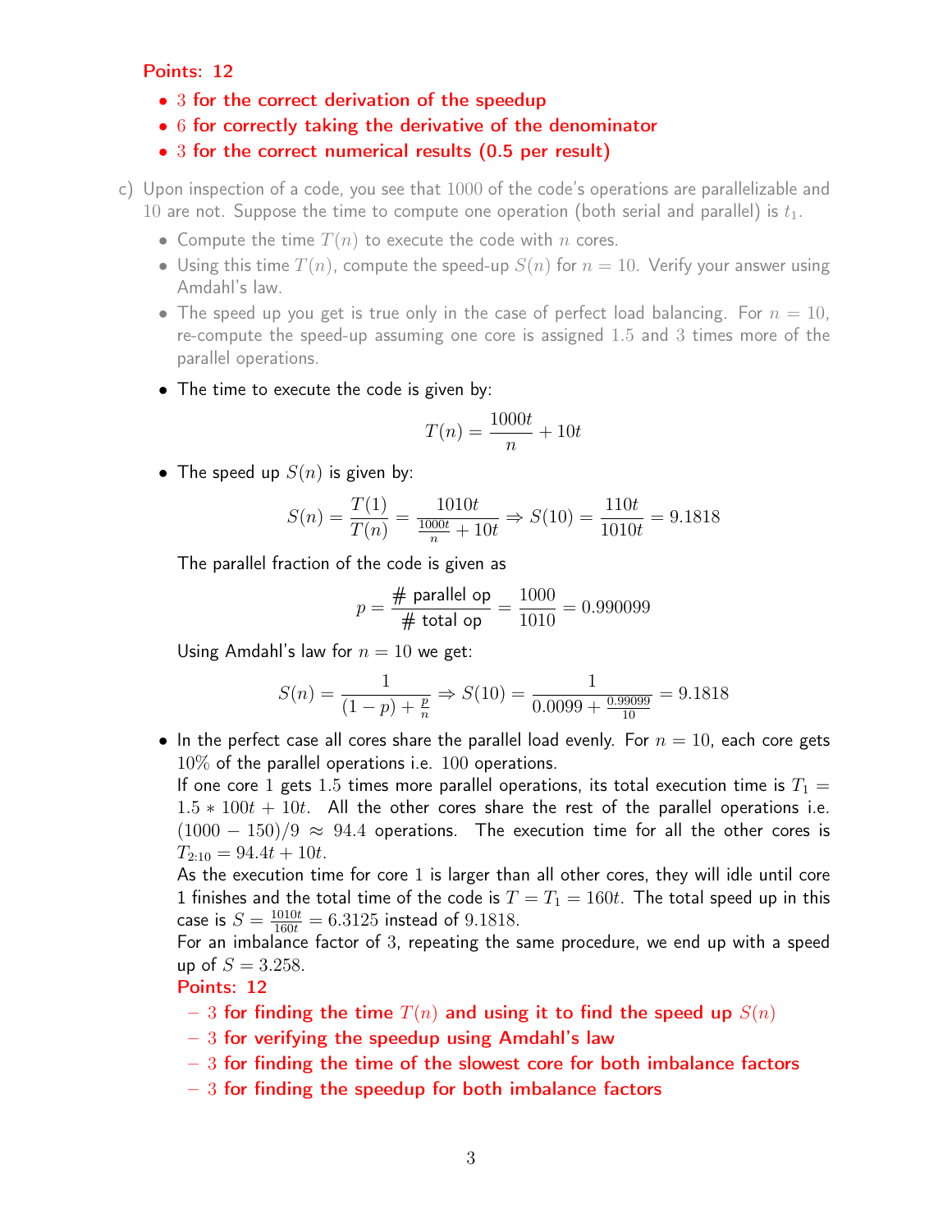Points: 12

- 3 for the correct derivation of the speedup
- 6 for correctly taking the derivative of the denominator
- 3 for the correct numerical results (0.5 per result)

c) Upon inspection of a code, you see that 1000 of the code's operations are parallelizable and 10 are not. Suppose the time to compute one operation (both serial and parallel) is $t_1$.

- Compute the time $T(n)$ to execute the code with $n$ cores.
- Using this time $T(n)$, compute the speed-up $S(n)$ for $n = 10$. Verify your answer using Amdahl's law.
- The speed up you get is true only in the case of perfect load balancing. For $n = 10$, re-compute the speed-up assuming one core is assigned 1.5 and 3 times more of the parallel operations.

- The time to execute the code is given by:

$$T(n) = \frac{1000t}{n} + 10t$$

- The speed up $S(n)$ is given by:

$$S(n) = \frac{T(1)}{T(n)} = \frac{1010t}{\frac{1000t}{n} + 10t} \Rightarrow S(10) = \frac{110t}{1010t} = 9.1818$$

The parallel fraction of the code is given as

$$p = \frac{\text{\# parallel op}}{\text{\# total op}} = \frac{1000}{1010} = 0.990099$$

Using Amdahl's law for $n = 10$ we get:

$$S(n) = \frac{1}{(1-p) + \frac{p}{n}} \Rightarrow S(10) = \frac{1}{0.0099 + \frac{0.99099}{10}} = 9.1818$$

- In the perfect case all cores share the parallel load evenly. For $n = 10$, each core gets 10% of the parallel operations i.e. 100 operations.
  If one core 1 gets 1.5 times more parallel operations, its total execution time is $T_1 = 1.5 * 100t + 10t$. All the other cores share the rest of the parallel operations i.e. $(1000 - 150)/9 \approx 94.4$ operations. The execution time for all the other cores is $T_{2:10} = 94.4t + 10t$.
  As the execution time for core 1 is larger than all other cores, they will idle until core 1 finishes and the total time of the code is $T = T_1 = 160t$. The total speed up in this case is $S = \frac{1010t}{160t} = 6.3125$ instead of 9.1818.
  For an imbalance factor of 3, repeating the same procedure, we end up with a speed up of $S = 3.258$.

Points: 12

- 3 for finding the time $T(n)$ and using it to find the speed up $S(n)$
- 3 for verifying the speedup using Amdahl's law
- 3 for finding the time of the slowest core for both imbalance factors
- 3 for finding the speedup for both imbalance factors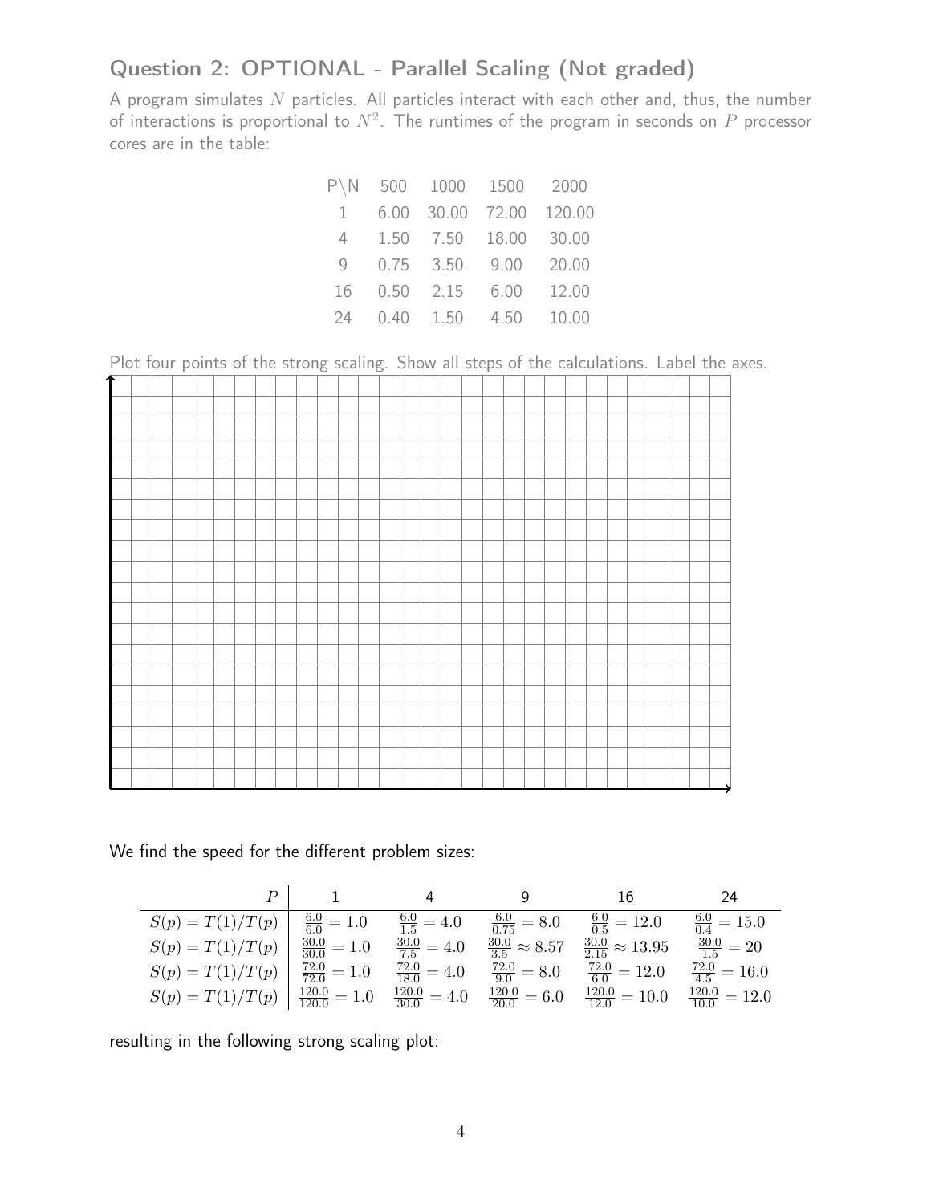## Question 2: OPTIONAL - Parallel Scaling (Not graded)

A program simulates $N$ particles. All particles interact with each other and, thus, the number of interactions is proportional to $N^2$. The runtimes of the program in seconds on $P$ processor cores are in the table:

| P\N | 500 | 1000 | 1500 | 2000 |
|---|---|---|---|---|
| 1 | 6.00 | 30.00 | 72.00 | 120.00 |
| 4 | 1.50 | 7.50 | 18.00 | 30.00 |
| 9 | 0.75 | 3.50 | 9.00 | 20.00 |
| 16 | 0.50 | 2.15 | 6.00 | 12.00 |
| 24 | 0.40 | 1.50 | 4.50 | 10.00 |

Plot four points of the strong scaling. Show all steps of the calculations. Label the axes.

We find the speed for the different problem sizes:

| $P$ | 1 | 4 | 9 | 16 | 24 |
|---|---|---|---|---|---|
| $S(p) = T(1)/T(p)$ | $\frac{6.0}{6.0} = 1.0$ | $\frac{6.0}{1.5} = 4.0$ | $\frac{6.0}{0.75} = 8.0$ | $\frac{6.0}{0.5} = 12.0$ | $\frac{6.0}{0.4} = 15.0$ |
| $S(p) = T(1)/T(p)$ | $\frac{30.0}{30.0} = 1.0$ | $\frac{30.0}{7.5} = 4.0$ | $\frac{30.0}{3.5} \approx 8.57$ | $\frac{30.0}{2.15} \approx 13.95$ | $\frac{30.0}{1.5} = 20$ |
| $S(p) = T(1)/T(p)$ | $\frac{72.0}{72.0} = 1.0$ | $\frac{72.0}{18.0} = 4.0$ | $\frac{72.0}{9.0} = 8.0$ | $\frac{72.0}{6.0} = 12.0$ | $\frac{72.0}{4.5} = 16.0$ |
| $S(p) = T(1)/T(p)$ | $\frac{120.0}{120.0} = 1.0$ | $\frac{120.0}{30.0} = 4.0$ | $\frac{120.0}{20.0} = 6.0$ | $\frac{120.0}{12.0} = 10.0$ | $\frac{120.0}{10.0} = 12.0$ |

resulting in the following strong scaling plot: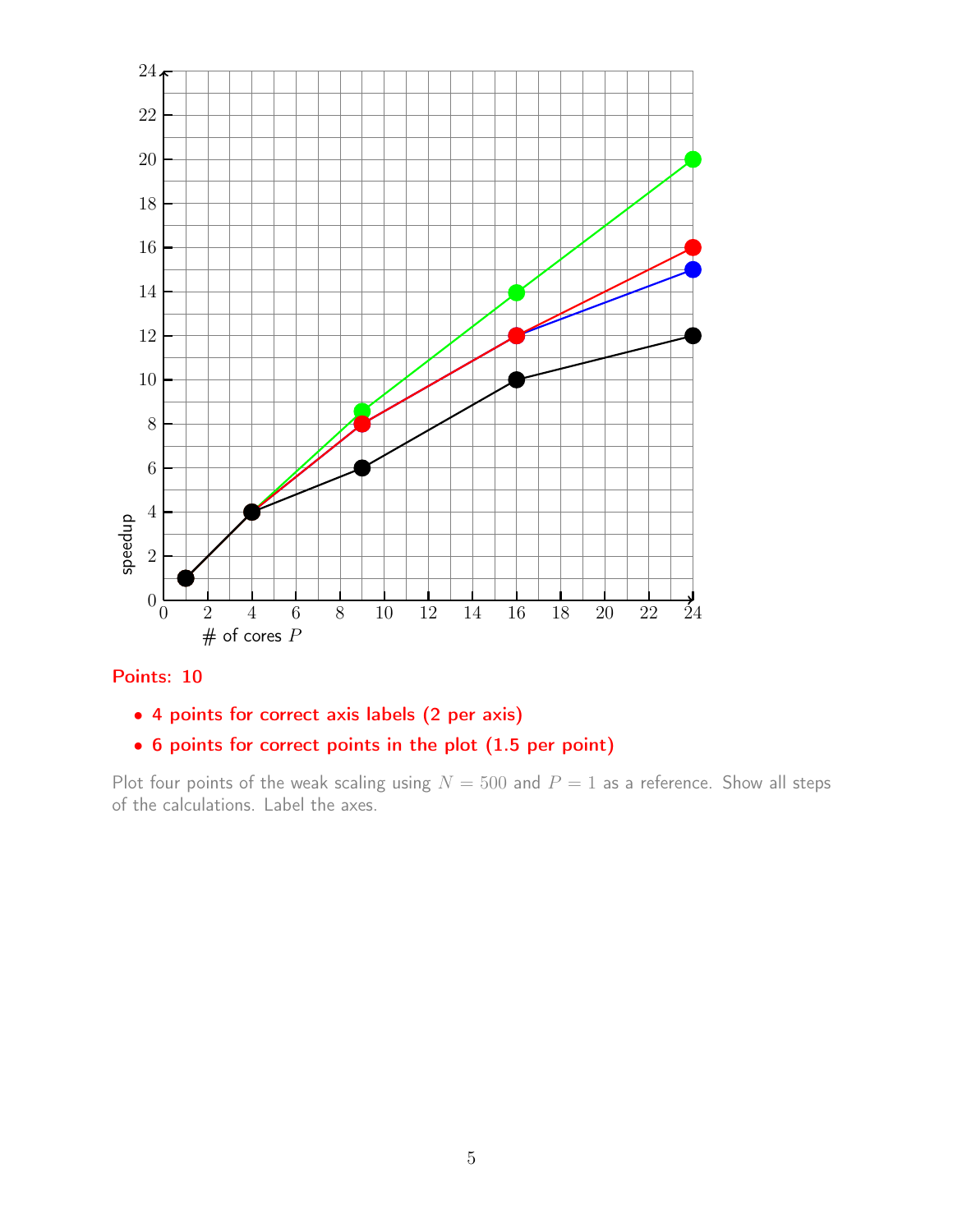**Points: 10**

- **4 points for correct axis labels (2 per axis)**
- **6 points for correct points in the plot (1.5 per point)**

Plot four points of the weak scaling using $N = 500$ and $P = 1$ as a reference. Show all steps of the calculations. Label the axes.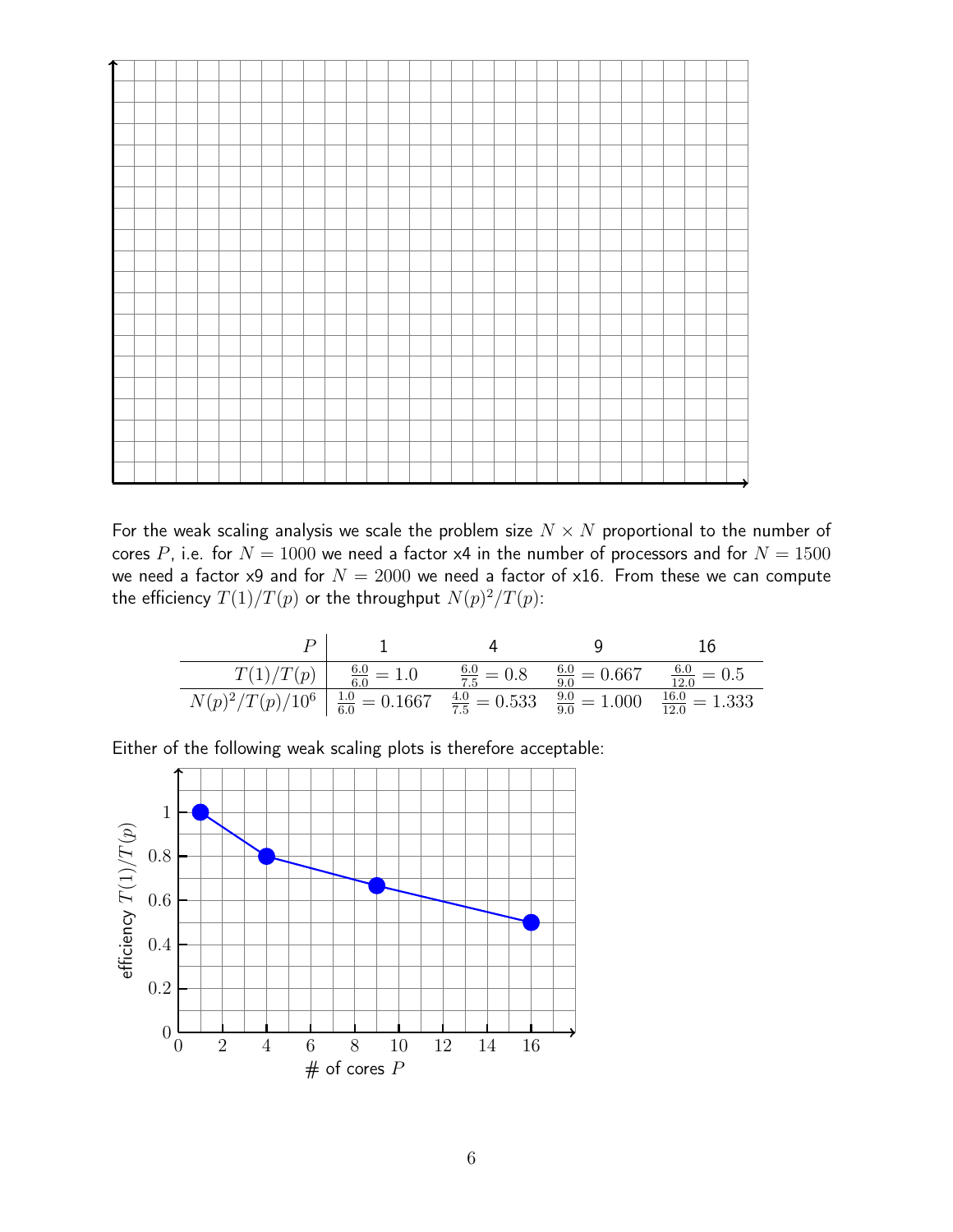For the weak scaling analysis we scale the problem size $N \times N$ proportional to the number of cores $P$, i.e. for $N = 1000$ we need a factor x4 in the number of processors and for $N = 1500$ we need a factor x9 and for $N = 2000$ we need a factor of x16. From these we can compute the efficiency $T(1)/T(p)$ or the throughput $N(p)^2/T(p)$:

| $P$ | 1 | 4 | 9 | 16 |
|---|---|---|---|---|
| $T(1)/T(p)$ | $\frac{6.0}{6.0} = 1.0$ | $\frac{6.0}{7.5} = 0.8$ | $\frac{6.0}{9.0} = 0.667$ | $\frac{6.0}{12.0} = 0.5$ |
| $N(p)^2/T(p)/10^6$ | $\frac{1.0}{6.0} = 0.1667$ | $\frac{4.0}{7.5} = 0.533$ | $\frac{9.0}{9.0} = 1.000$ | $\frac{16.0}{12.0} = 1.333$ |

Either of the following weak scaling plots is therefore acceptable: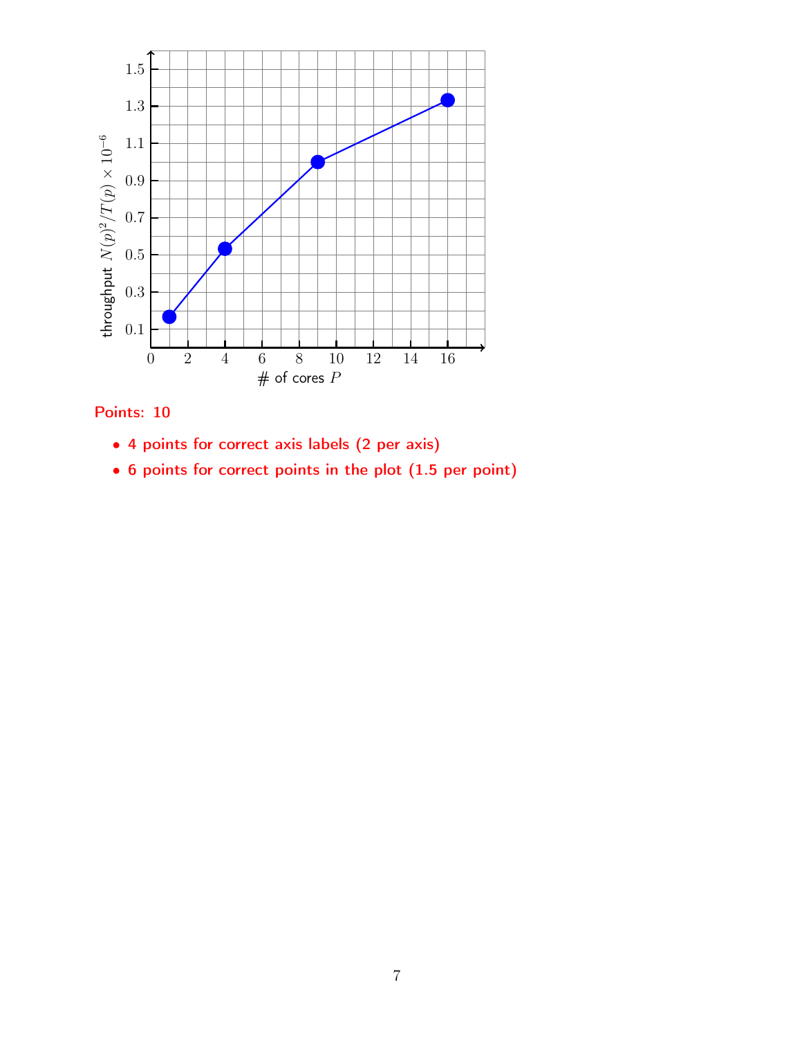Points: 10

- 4 points for correct axis labels (2 per axis)
- 6 points for correct points in the plot (1.5 per point)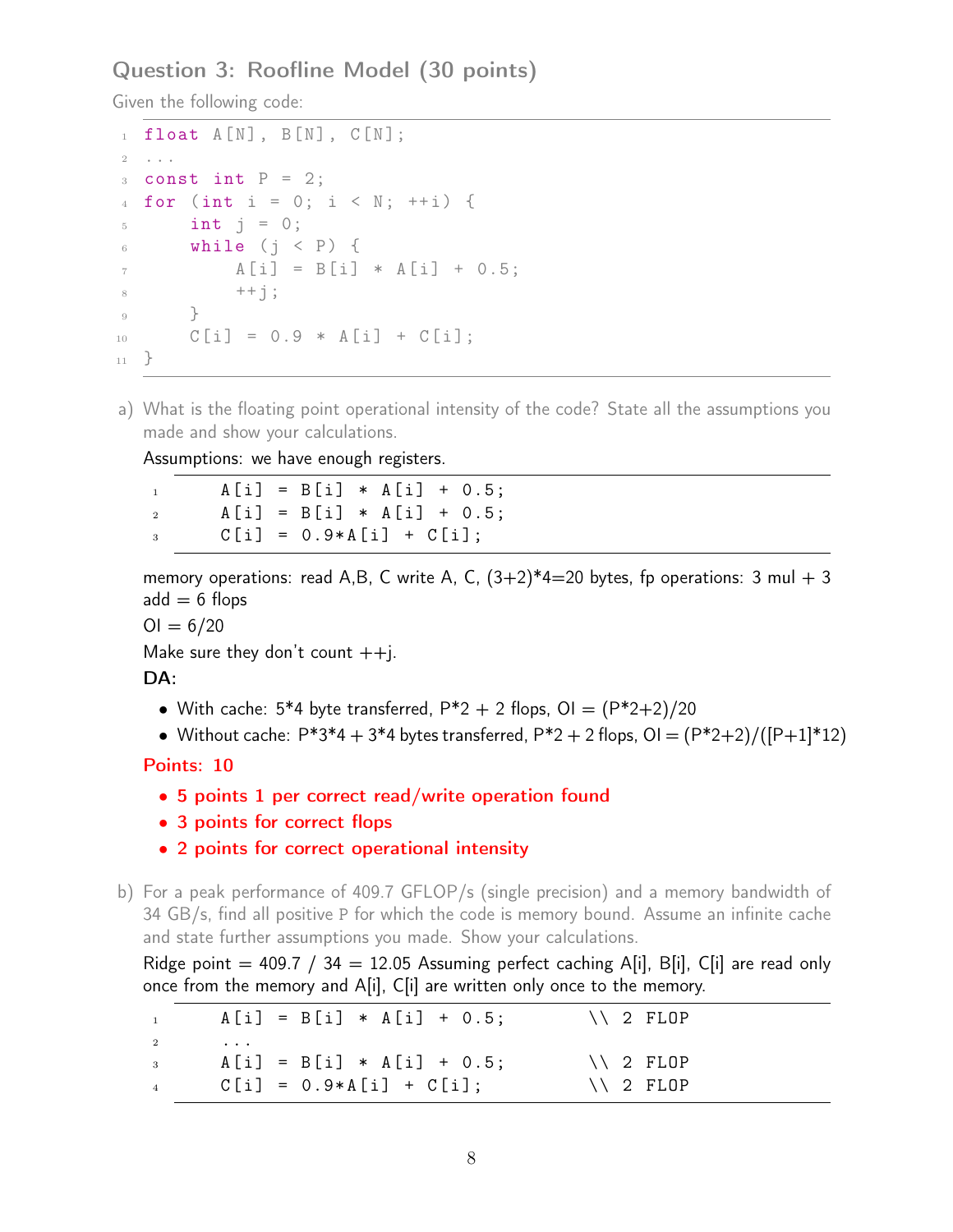### Question 3: Roofline Model (30 points)

Given the following code:

```
float A[N], B[N], C[N];
...
const int P = 2;
for (int i = 0; i < N; ++i) {
    int j = 0;
    while (j < P) {
        A[i] = B[i] * A[i] + 0.5;
        ++j;
    }
    C[i] = 0.9 * A[i] + C[i];
}
```

a) What is the floating point operational intensity of the code? State all the assumptions you made and show your calculations.

Assumptions: we have enough registers.

```
    A[i] = B[i] * A[i] + 0.5;
    A[i] = B[i] * A[i] + 0.5;
    C[i] = 0.9*A[i] + C[i];
```

memory operations: read A,B, C write A, C, (3+2)*4=20 bytes, fp operations: 3 mul + 3 add = 6 flops

OI = 6/20

Make sure they don't count ++j.

**DA:**

- With cache: 5*4 byte transferred, P*2 + 2 flops, OI = (P*2+2)/20
- Without cache: P*3*4 + 3*4 bytes transferred, P*2 + 2 flops, OI = (P*2+2)/([P+1]*12)

**Points: 10**

- **5 points 1 per correct read/write operation found**
- **3 points for correct flops**
- **2 points for correct operational intensity**

b) For a peak performance of 409.7 GFLOP/s (single precision) and a memory bandwidth of 34 GB/s, find all positive P for which the code is memory bound. Assume an infinite cache and state further assumptions you made. Show your calculations.

Ridge point = 409.7 / 34 = 12.05 Assuming perfect caching A[i], B[i], C[i] are read only once from the memory and A[i], C[i] are written only once to the memory.

```
    A[i] = B[i] * A[i] + 0.5;        \\ 2 FLOP
    ...
    A[i] = B[i] * A[i] + 0.5;        \\ 2 FLOP
    C[i] = 0.9*A[i] + C[i];          \\ 2 FLOP
```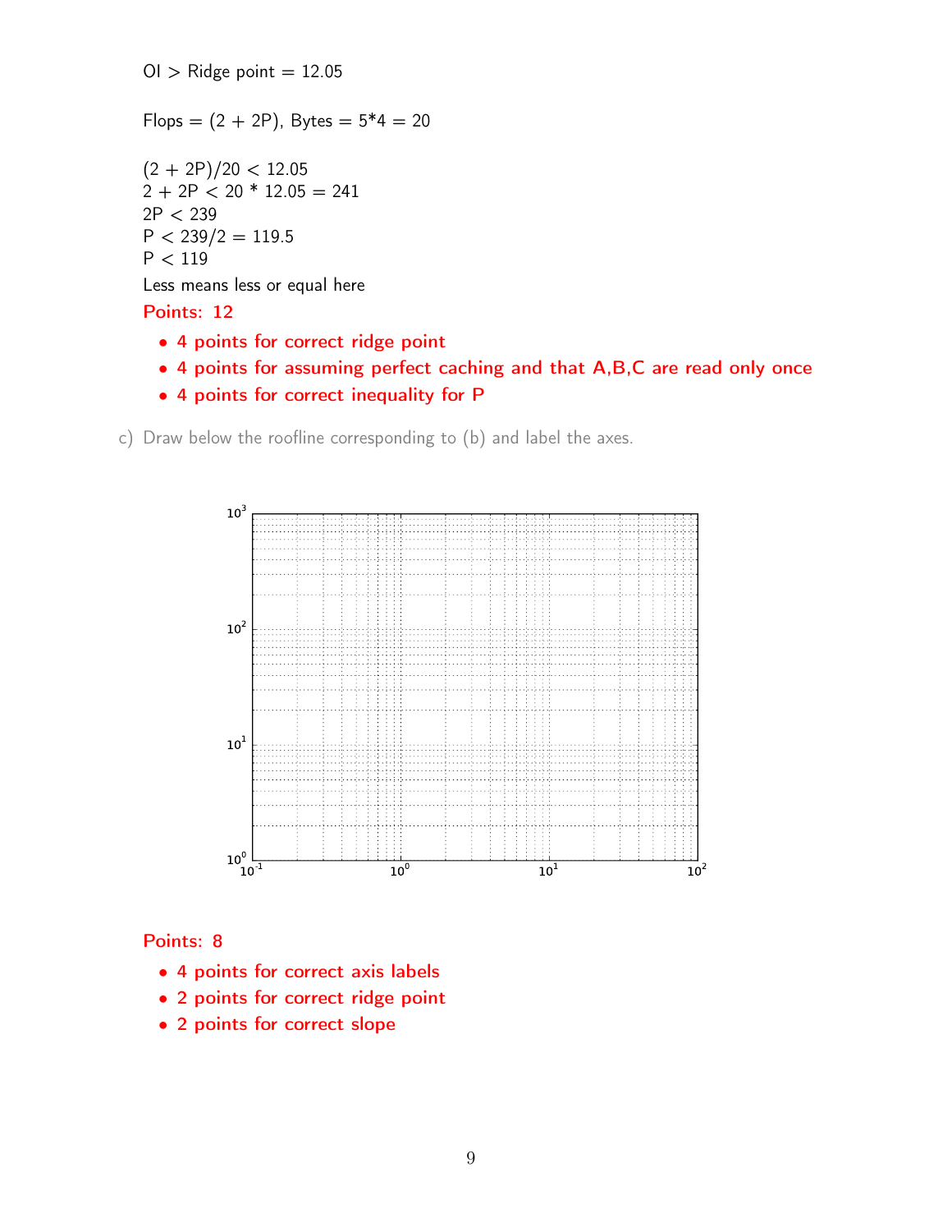OI > Ridge point = 12.05

Flops = (2 + 2P), Bytes = 5*4 = 20

$(2 + 2P)/20 < 12.05$
$2 + 2P < 20 * 12.05 = 241$
$2P < 239$
$P < 239/2 = 119.5$
$P < 119$

Less means less or equal here

**Points: 12**

- 4 points for correct ridge point
- 4 points for assuming perfect caching and that A,B,C are read only once
- 4 points for correct inequality for P

c) Draw below the roofline corresponding to (b) and label the axes.

**Points: 8**

- 4 points for correct axis labels
- 2 points for correct ridge point
- 2 points for correct slope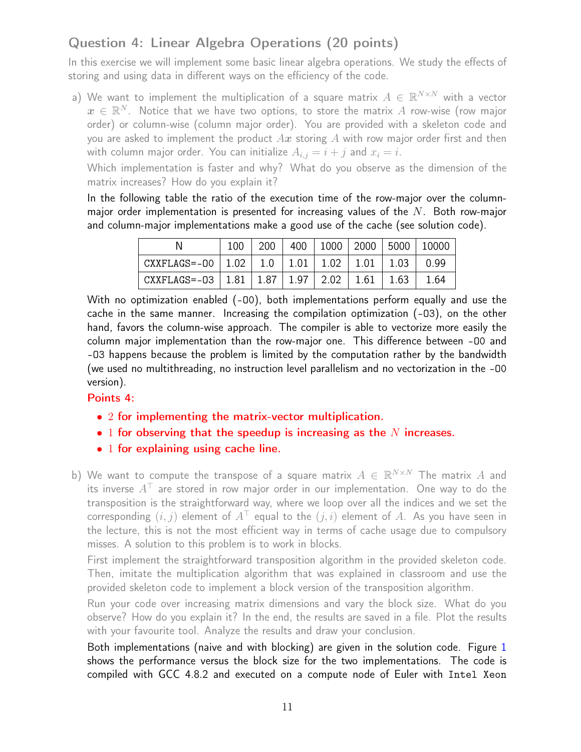## Question 4: Linear Algebra Operations (20 points)

In this exercise we will implement some basic linear algebra operations. We study the effects of storing and using data in different ways on the efficiency of the code.

a) We want to implement the multiplication of a square matrix $A \in \mathbb{R}^{N \times N}$ with a vector $\boldsymbol{x} \in \mathbb{R}^N$. Notice that we have two options, to store the matrix $A$ row-wise (row major order) or column-wise (column major order). You are provided with a skeleton code and you are asked to implement the product $A\boldsymbol{x}$ storing $A$ with row major order first and then with column major order. You can initialize $A_{i,j} = i + j$ and $x_i = i$.

   Which implementation is faster and why? What do you observe as the dimension of the matrix increases? How do you explain it?

   In the following table the ratio of the execution time of the row-major over the column-major order implementation is presented for increasing values of the $N$. Both row-major and column-major implementations make a good use of the cache (see solution code).

   | N | 100 | 200 | 400 | 1000 | 2000 | 5000 | 10000 |
   |---|---|---|---|---|---|---|---|
   | CXXFLAGS=-O0 | 1.02 | 1.0 | 1.01 | 1.02 | 1.01 | 1.03 | 0.99 |
   | CXXFLAGS=-O3 | 1.81 | 1.87 | 1.97 | 2.02 | 1.61 | 1.63 | 1.64 |

   With no optimization enabled (-O0), both implementations perform equally and use the cache in the same manner. Increasing the compilation optimization (-O3), on the other hand, favors the column-wise approach. The compiler is able to vectorize more easily the column major implementation than the row-major one. This difference between -O0 and -O3 happens because the problem is limited by the computation rather by the bandwidth (we used no multithreading, no instruction level parallelism and no vectorization in the -O0 version).

   **Points 4:**

   - 2 for implementing the matrix-vector multiplication.
   - 1 for observing that the speedup is increasing as the $N$ increases.
   - 1 for explaining using cache line.

b) We want to compute the transpose of a square matrix $A \in \mathbb{R}^{N \times N}$ The matrix $A$ and its inverse $A^\top$ are stored in row major order in our implementation. One way to do the transposition is the straightforward way, where we loop over all the indices and we set the corresponding $(i, j)$ element of $A^\top$ equal to the $(j, i)$ element of $A$. As you have seen in the lecture, this is not the most efficient way in terms of cache usage due to compulsory misses. A solution to this problem is to work in blocks.

   First implement the straightforward transposition algorithm in the provided skeleton code. Then, imitate the multiplication algorithm that was explained in classroom and use the provided skeleton code to implement a block version of the transposition algorithm.

   Run your code over increasing matrix dimensions and vary the block size. What do you observe? How do you explain it? In the end, the results are saved in a file. Plot the results with your favourite tool. Analyze the results and draw your conclusion.

   Both implementations (naive and with blocking) are given in the solution code. Figure 1 shows the performance versus the block size for the two implementations. The code is compiled with GCC 4.8.2 and executed on a compute node of Euler with Intel Xeon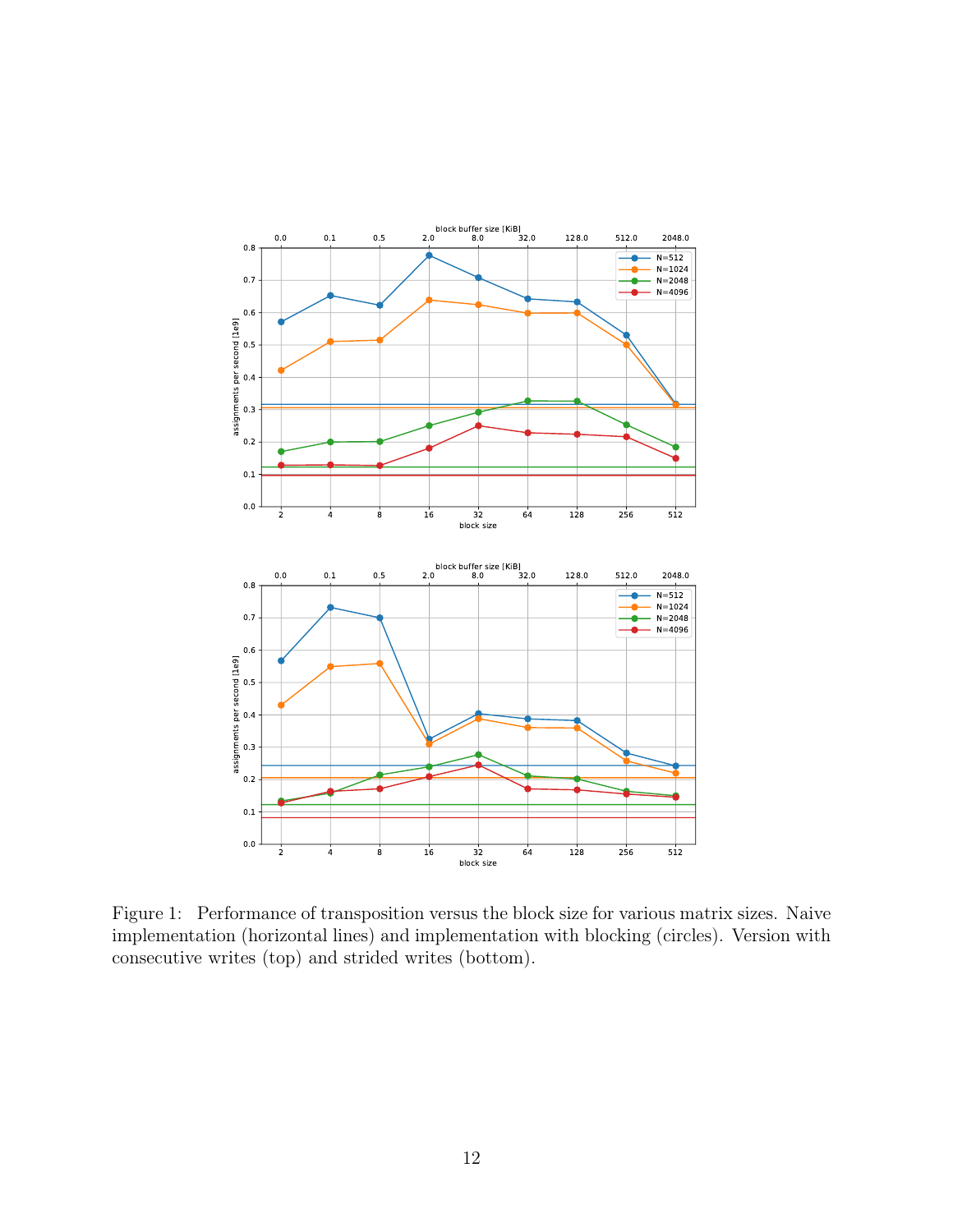Figure 1: Performance of transposition versus the block size for various matrix sizes. Naive implementation (horizontal lines) and implementation with blocking (circles). Version with consecutive writes (top) and strided writes (bottom).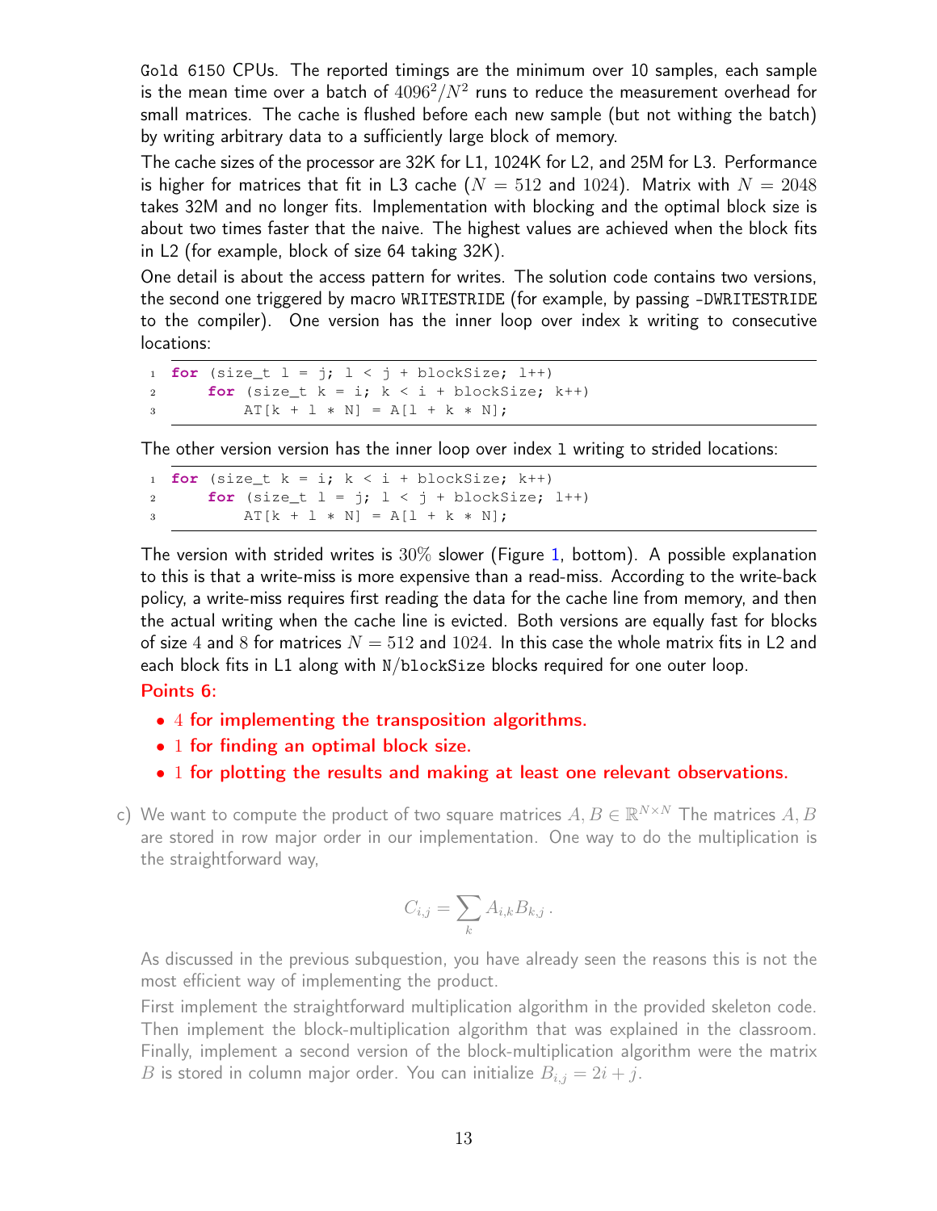Gold 6150 CPUs. The reported timings are the minimum over 10 samples, each sample is the mean time over a batch of $4096^2/N^2$ runs to reduce the measurement overhead for small matrices. The cache is flushed before each new sample (but not withing the batch) by writing arbitrary data to a sufficiently large block of memory.

The cache sizes of the processor are 32K for L1, 1024K for L2, and 25M for L3. Performance is higher for matrices that fit in L3 cache ($N = 512$ and $1024$). Matrix with $N = 2048$ takes 32M and no longer fits. Implementation with blocking and the optimal block size is about two times faster that the naive. The highest values are achieved when the block fits in L2 (for example, block of size 64 taking 32K).

One detail is about the access pattern for writes. The solution code contains two versions, the second one triggered by macro `WRITESTRIDE` (for example, by passing `-DWRITESTRIDE` to the compiler). One version has the inner loop over index `k` writing to consecutive locations:

```
for (size_t l = j; l < j + blockSize; l++)
    for (size_t k = i; k < i + blockSize; k++)
        AT[k + l * N] = A[l + k * N];
```

The other version version has the inner loop over index `l` writing to strided locations:

```
for (size_t k = i; k < i + blockSize; k++)
    for (size_t l = j; l < j + blockSize; l++)
        AT[k + l * N] = A[l + k * N];
```

The version with strided writes is $30\%$ slower (Figure 1, bottom). A possible explanation to this is that a write-miss is more expensive than a read-miss. According to the write-back policy, a write-miss requires first reading the data for the cache line from memory, and then the actual writing when the cache line is evicted. Both versions are equally fast for blocks of size $4$ and $8$ for matrices $N = 512$ and $1024$. In this case the whole matrix fits in L2 and each block fits in L1 along with `N/blockSize` blocks required for one outer loop.

**Points 6:**

- $4$ for implementing the transposition algorithms.
- $1$ for finding an optimal block size.
- $1$ for plotting the results and making at least one relevant observations.

c) We want to compute the product of two square matrices $A, B \in \mathbb{R}^{N \times N}$ The matrices $A, B$ are stored in row major order in our implementation. One way to do the multiplication is the straightforward way,

$$C_{i,j} = \sum_k A_{i,k} B_{k,j} \,.$$

As discussed in the previous subquestion, you have already seen the reasons this is not the most efficient way of implementing the product.

First implement the straightforward multiplication algorithm in the provided skeleton code. Then implement the block-multiplication algorithm that was explained in the classroom. Finally, implement a second version of the block-multiplication algorithm were the matrix $B$ is stored in column major order. You can initialize $B_{i,j} = 2i + j$.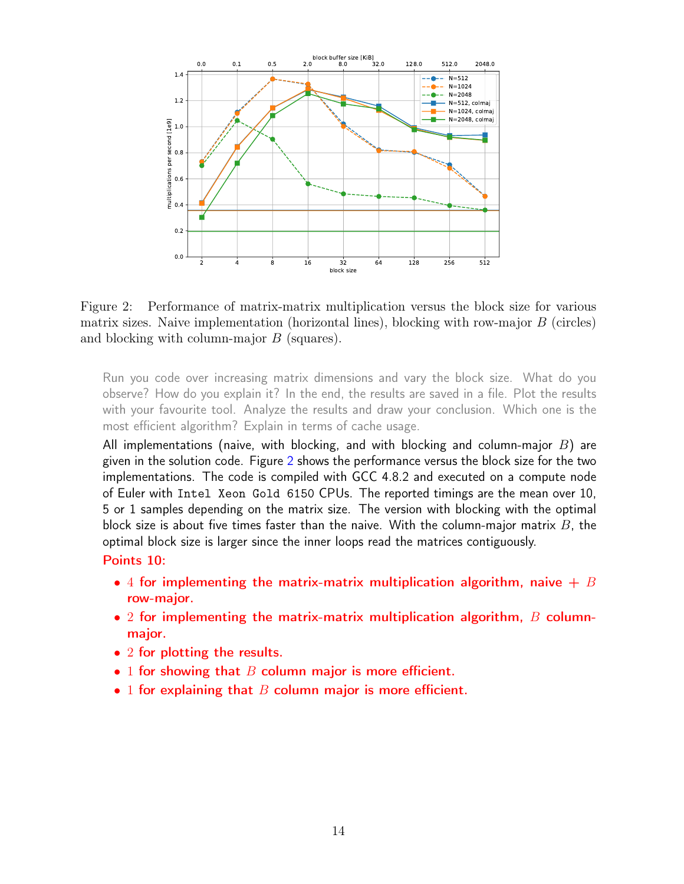Figure 2: Performance of matrix-matrix multiplication versus the block size for various matrix sizes. Naive implementation (horizontal lines), blocking with row-major $B$ (circles) and blocking with column-major $B$ (squares).

Run you code over increasing matrix dimensions and vary the block size. What do you observe? How do you explain it? In the end, the results are saved in a file. Plot the results with your favourite tool. Analyze the results and draw your conclusion. Which one is the most efficient algorithm? Explain in terms of cache usage.

All implementations (naive, with blocking, and with blocking and column-major $B$) are given in the solution code. Figure 2 shows the performance versus the block size for the two implementations. The code is compiled with GCC 4.8.2 and executed on a compute node of Euler with `Intel Xeon Gold 6150` CPUs. The reported timings are the mean over 10, 5 or 1 samples depending on the matrix size. The version with blocking with the optimal block size is about five times faster than the naive. With the column-major matrix $B$, the optimal block size is larger since the inner loops read the matrices contiguously.

**Points 10:**

- **4 for implementing the matrix-matrix multiplication algorithm, naive + $B$ row-major.**
- **2 for implementing the matrix-matrix multiplication algorithm, $B$ column-major.**
- **2 for plotting the results.**
- **1 for showing that $B$ column major is more efficient.**
- **1 for explaining that $B$ column major is more efficient.**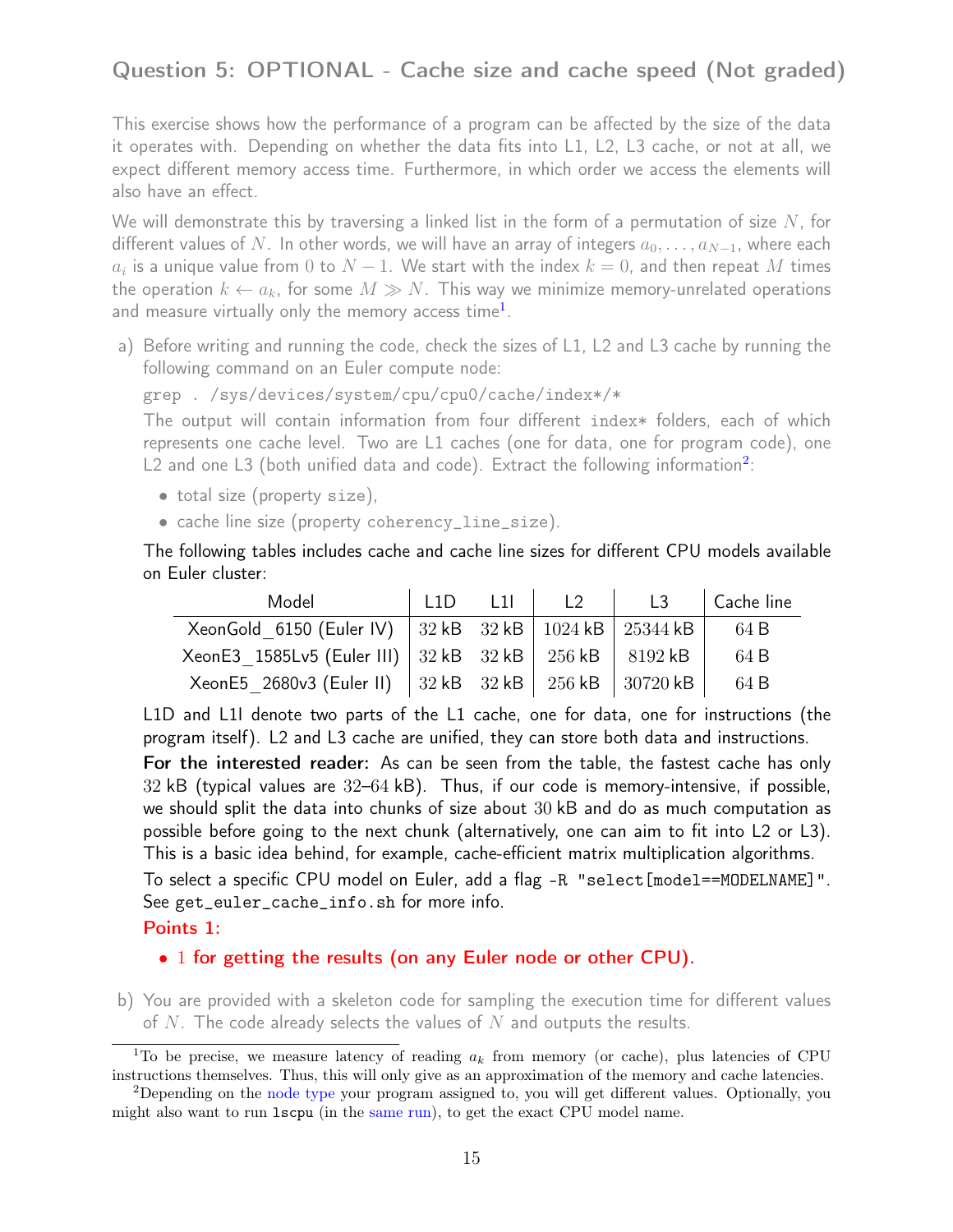## Question 5: OPTIONAL - Cache size and cache speed (Not graded)

This exercise shows how the performance of a program can be affected by the size of the data it operates with. Depending on whether the data fits into L1, L2, L3 cache, or not at all, we expect different memory access time. Furthermore, in which order we access the elements will also have an effect.

We will demonstrate this by traversing a linked list in the form of a permutation of size $N$, for different values of $N$. In other words, we will have an array of integers $a_0, \dots, a_{N-1}$, where each $a_i$ is a unique value from $0$ to $N-1$. We start with the index $k = 0$, and then repeat $M$ times the operation $k \leftarrow a_k$, for some $M \gg N$. This way we minimize memory-unrelated operations and measure virtually only the memory access time[1].

a) Before writing and running the code, check the sizes of L1, L2 and L3 cache by running the following command on an Euler compute node:

```
grep . /sys/devices/system/cpu/cpu0/cache/index*/*
```

The output will contain information from four different `index*` folders, each of which represents one cache level. Two are L1 caches (one for data, one for program code), one L2 and one L3 (both unified data and code). Extract the following information[2]:

- total size (property `size`),
- cache line size (property `coherency_line_size`).

The following tables includes cache and cache line sizes for different CPU models available on Euler cluster:

| Model | L1D | L1I | L2 | L3 | Cache line |
|---|---|---|---|---|---|
| XeonGold_6150 (Euler IV) | 32 kB | 32 kB | 1024 kB | 25344 kB | 64 B |
| XeonE3_1585Lv5 (Euler III) | 32 kB | 32 kB | 256 kB | 8192 kB | 64 B |
| XeonE5_2680v3 (Euler II) | 32 kB | 32 kB | 256 kB | 30720 kB | 64 B |

L1D and L1I denote two parts of the L1 cache, one for data, one for instructions (the program itself). L2 and L3 cache are unified, they can store both data and instructions.

**For the interested reader:** As can be seen from the table, the fastest cache has only 32 kB (typical values are 32–64 kB). Thus, if our code is memory-intensive, if possible, we should split the data into chunks of size about 30 kB and do as much computation as possible before going to the next chunk (alternatively, one can aim to fit into L2 or L3). This is a basic idea behind, for example, cache-efficient matrix multiplication algorithms.

To select a specific CPU model on Euler, add a flag `-R "select[model==MODELNAME]"`. See `get_euler_cache_info.sh` for more info.

**Points 1:**

- 1 for getting the results (on any Euler node or other CPU).

b) You are provided with a skeleton code for sampling the execution time for different values of $N$. The code already selects the values of $N$ and outputs the results.

---

[1] To be precise, we measure latency of reading $a_k$ from memory (or cache), plus latencies of CPU instructions themselves. Thus, this will only give as an approximation of the memory and cache latencies.

[2] Depending on the node type your program assigned to, you will get different values. Optionally, you might also want to run `lscpu` (in the same run), to get the exact CPU model name.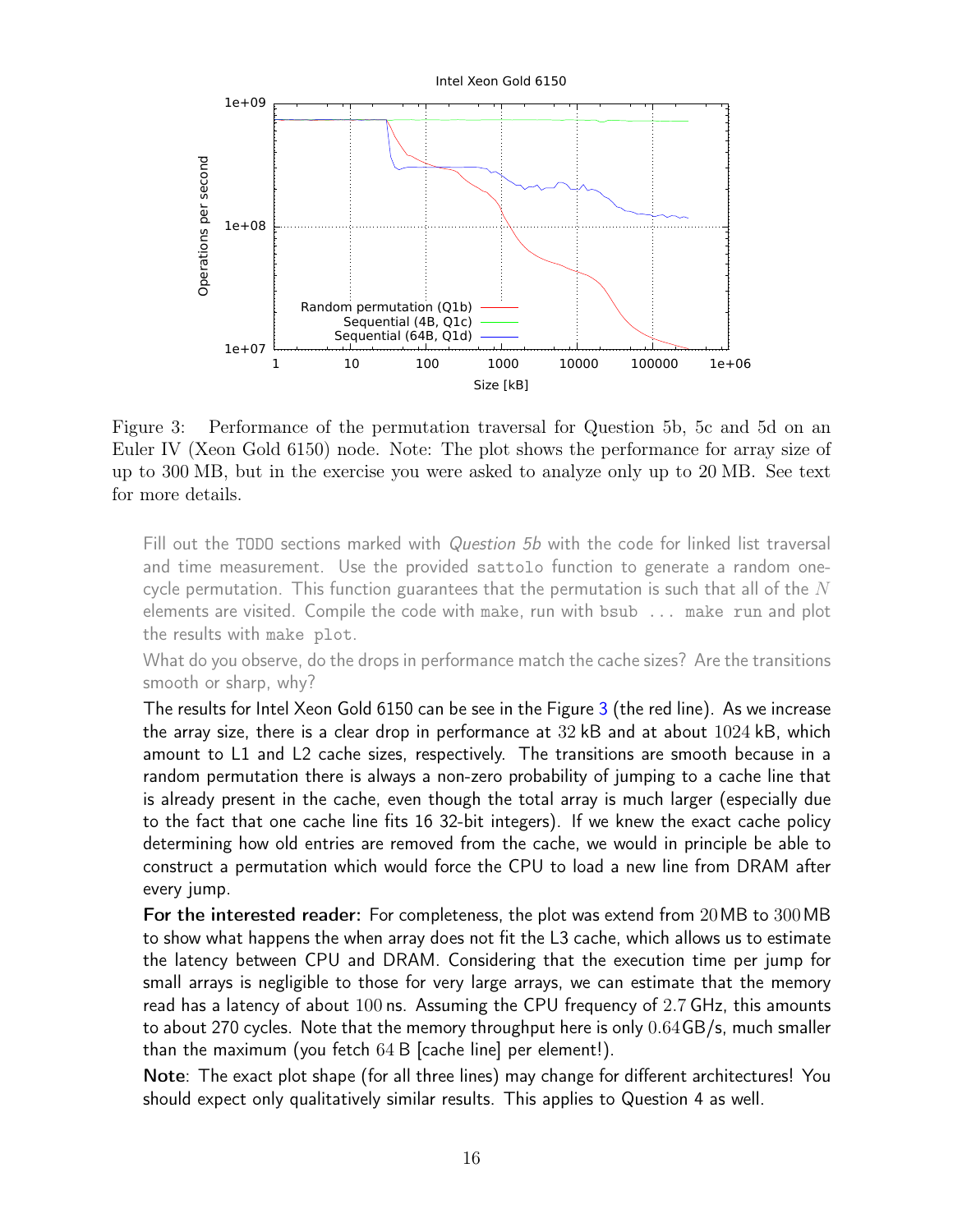Figure 3: Performance of the permutation traversal for Question 5b, 5c and 5d on an Euler IV (Xeon Gold 6150) node. Note: The plot shows the performance for array size of up to 300 MB, but in the exercise you were asked to analyze only up to 20 MB. See text for more details.

> Fill out the TODO sections marked with *Question 5b* with the code for linked list traversal and time measurement. Use the provided `sattolo` function to generate a random one-cycle permutation. This function guarantees that the permutation is such that all of the $N$ elements are visited. Compile the code with `make`, run with `bsub ... make run` and plot the results with `make plot`.
>
> What do you observe, do the drops in performance match the cache sizes? Are the transitions smooth or sharp, why?

The results for Intel Xeon Gold 6150 can be see in the Figure 3 (the red line). As we increase the array size, there is a clear drop in performance at $32$ kB and at about $1024$ kB, which amount to L1 and L2 cache sizes, respectively. The transitions are smooth because in a random permutation there is always a non-zero probability of jumping to a cache line that is already present in the cache, even though the total array is much larger (especially due to the fact that one cache line fits 16 32-bit integers). If we knew the exact cache policy determining how old entries are removed from the cache, we would in principle be able to construct a permutation which would force the CPU to load a new line from DRAM after every jump.

**For the interested reader:** For completeness, the plot was extend from $20$ MB to $300$ MB to show what happens the when array does not fit the L3 cache, which allows us to estimate the latency between CPU and DRAM. Considering that the execution time per jump for small arrays is negligible to those for very large arrays, we can estimate that the memory read has a latency of about $100$ ns. Assuming the CPU frequency of $2.7$ GHz, this amounts to about 270 cycles. Note that the memory throughput here is only $0.64$ GB/s, much smaller than the maximum (you fetch $64$ B [cache line] per element!).

**Note**: The exact plot shape (for all three lines) may change for different architectures! You should expect only qualitatively similar results. This applies to Question 4 as well.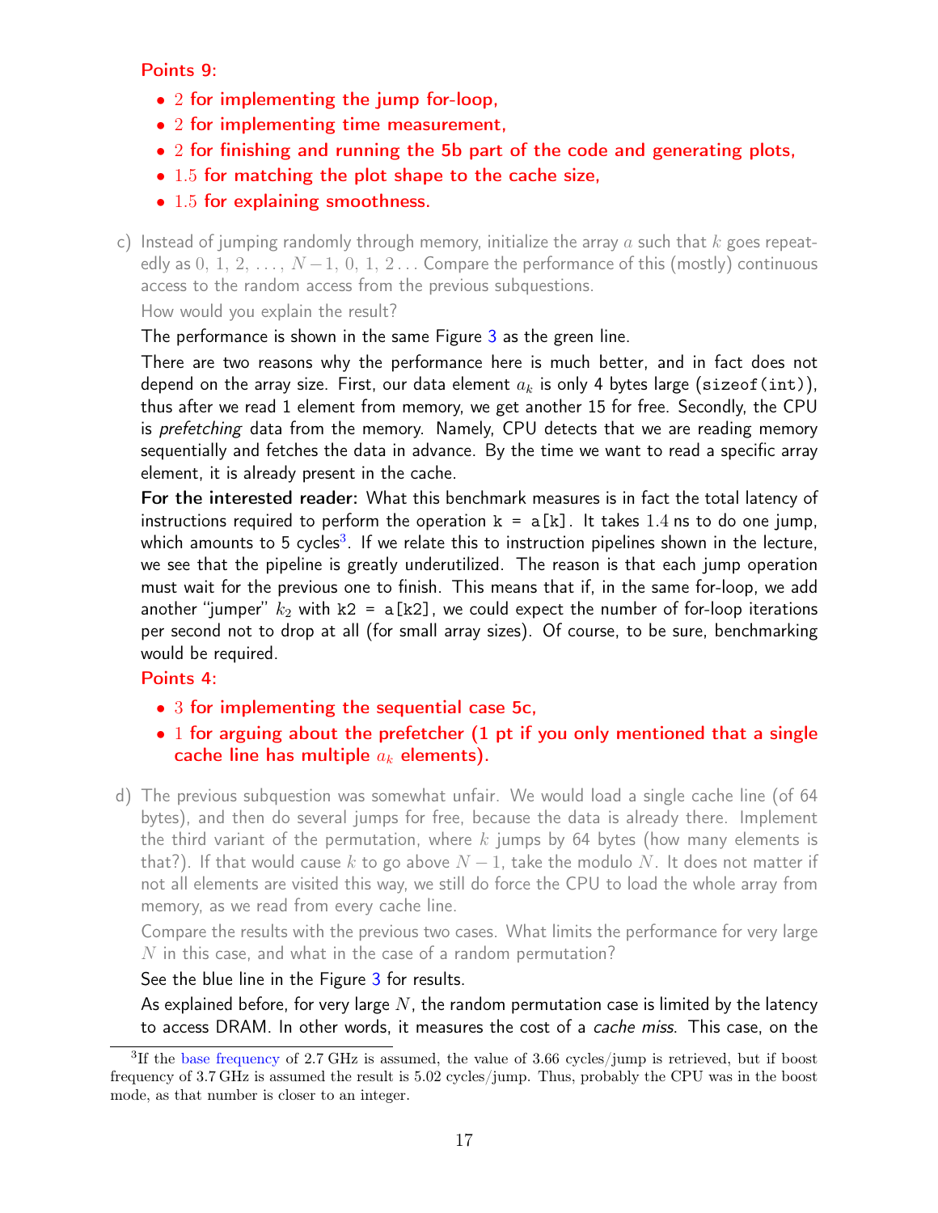**Points 9:**

- 2 for implementing the jump for-loop,
- 2 for implementing time measurement,
- 2 for finishing and running the 5b part of the code and generating plots,
- 1.5 for matching the plot shape to the cache size,
- 1.5 for explaining smoothness.

c) Instead of jumping randomly through memory, initialize the array $a$ such that $k$ goes repeatedly as $0,\ 1,\ 2,\ \ldots,\ N-1,\ 0,\ 1,\ 2\ldots$ Compare the performance of this (mostly) continuous access to the random access from the previous subquestions.

How would you explain the result?

The performance is shown in the same Figure 3 as the green line.

There are two reasons why the performance here is much better, and in fact does not depend on the array size. First, our data element $a_k$ is only 4 bytes large (`sizeof(int)`), thus after we read 1 element from memory, we get another 15 for free. Secondly, the CPU is *prefetching* data from the memory. Namely, CPU detects that we are reading memory sequentially and fetches the data in advance. By the time we want to read a specific array element, it is already present in the cache.

**For the interested reader:** What this benchmark measures is in fact the total latency of instructions required to perform the operation `k = a[k]`. It takes $1.4$ ns to do one jump, which amounts to 5 cycles[3]. If we relate this to instruction pipelines shown in the lecture, we see that the pipeline is greatly underutilized. The reason is that each jump operation must wait for the previous one to finish. This means that if, in the same for-loop, we add another "jumper" $k_2$ with `k2 = a[k2]`, we could expect the number of for-loop iterations per second not to drop at all (for small array sizes). Of course, to be sure, benchmarking would be required.

**Points 4:**

- 3 for implementing the sequential case 5c,
- 1 for arguing about the prefetcher (1 pt if you only mentioned that a single cache line has multiple $a_k$ elements).

d) The previous subquestion was somewhat unfair. We would load a single cache line (of 64 bytes), and then do several jumps for free, because the data is already there. Implement the third variant of the permutation, where $k$ jumps by 64 bytes (how many elements is that?). If that would cause $k$ to go above $N-1$, take the modulo $N$. It does not matter if not all elements are visited this way, we still do force the CPU to load the whole array from memory, as we read from every cache line.

Compare the results with the previous two cases. What limits the performance for very large $N$ in this case, and what in the case of a random permutation?

See the blue line in the Figure 3 for results.

As explained before, for very large $N$, the random permutation case is limited by the latency to access DRAM. In other words, it measures the cost of a *cache miss*. This case, on the

[3] If the base frequency of 2.7 GHz is assumed, the value of 3.66 cycles/jump is retrieved, but if boost frequency of 3.7 GHz is assumed the result is 5.02 cycles/jump. Thus, probably the CPU was in the boost mode, as that number is closer to an integer.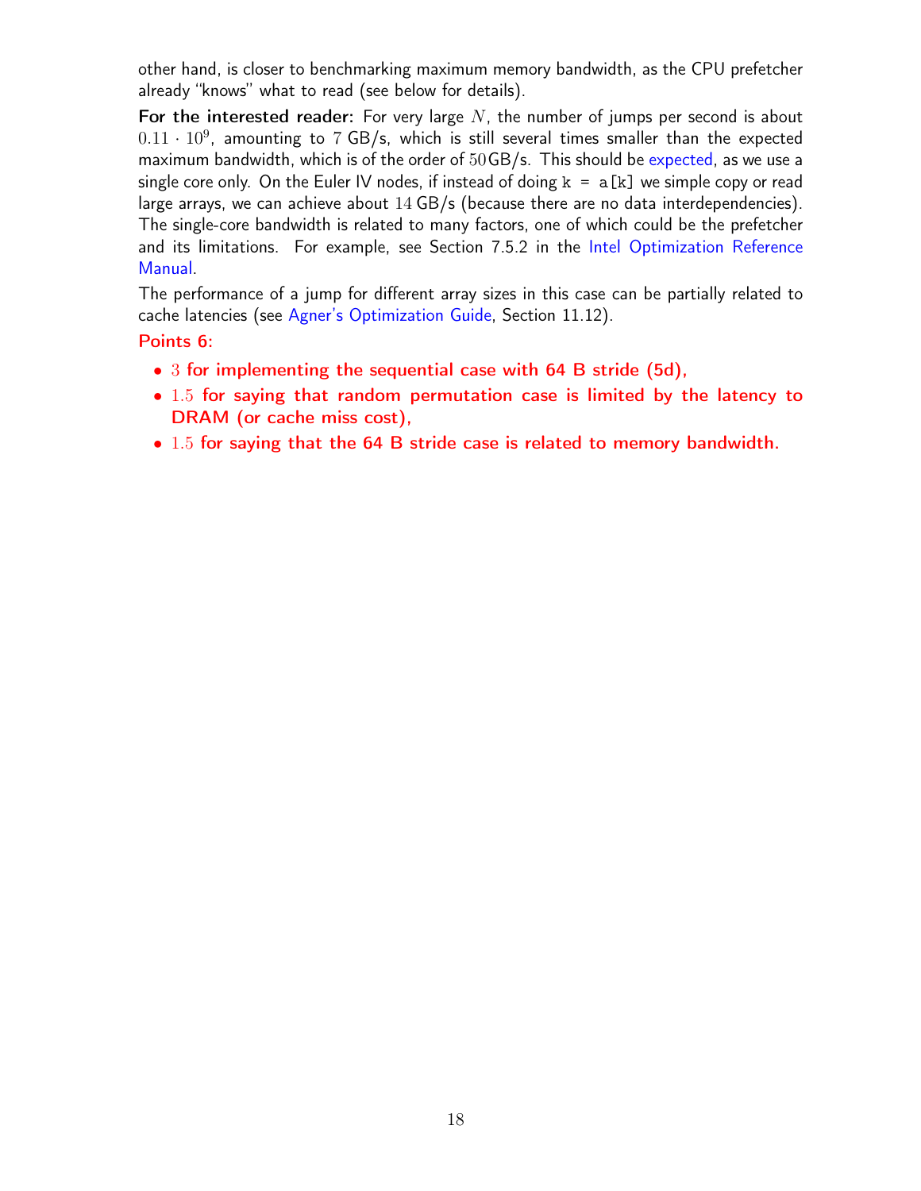other hand, is closer to benchmarking maximum memory bandwidth, as the CPU prefetcher already "knows" what to read (see below for details).

**For the interested reader:** For very large $N$, the number of jumps per second is about $0.11 \cdot 10^9$, amounting to 7 GB/s, which is still several times smaller than the expected maximum bandwidth, which is of the order of $50$GB/s. This should be expected, as we use a single core only. On the Euler IV nodes, if instead of doing `k = a[k]` we simple copy or read large arrays, we can achieve about $14$ GB/s (because there are no data interdependencies). The single-core bandwidth is related to many factors, one of which could be the prefetcher and its limitations. For example, see Section 7.5.2 in the Intel Optimization Reference Manual.

The performance of a jump for different array sizes in this case can be partially related to cache latencies (see Agner's Optimization Guide, Section 11.12).

**Points 6:**

- **3 for implementing the sequential case with 64 B stride (5d),**
- **1.5 for saying that random permutation case is limited by the latency to DRAM (or cache miss cost),**
- **1.5 for saying that the 64 B stride case is related to memory bandwidth.**